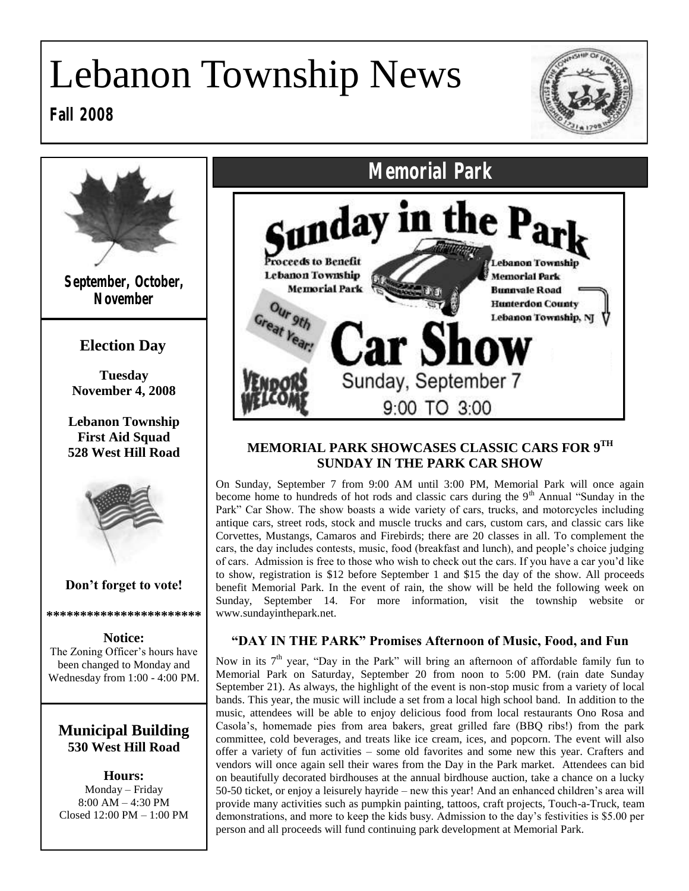# Lebanon Township News

**Fall 2008**

**September, October, November**

## Election Day

**Tuesday**
**November 4, 2008**

**Lebanon Township**
**First Aid Squad**
**528 West Hill Road**

**Don't forget to vote!**

\*\*\*\*\*\*\*\*\*\*\*\*\*\*\*\*\*\*\*\*\*\*\*

**Notice:**
The Zoning Officer's hours have been changed to Monday and Wednesday from 1:00 - 4:00 PM.

## Municipal Building
**530 West Hill Road**

**Hours:**
Monday – Friday
8:00 AM – 4:30 PM
Closed 12:00 PM – 1:00 PM

## Memorial Park

**Sunday in the Park**

Proceeds to Benefit Lebanon Township Memorial Park

Lebanon Township Memorial Park
Bunnvale Road
Hunterdon County
Lebanon Township, NJ

Our 9th Great Year!

**Car Show**

Sunday, September 7
9:00 TO 3:00

Vendors Welcome

### MEMORIAL PARK SHOWCASES CLASSIC CARS FOR 9TH SUNDAY IN THE PARK CAR SHOW

On Sunday, September 7 from 9:00 AM until 3:00 PM, Memorial Park will once again become home to hundreds of hot rods and classic cars during the 9th Annual "Sunday in the Park" Car Show. The show boasts a wide variety of cars, trucks, and motorcycles including antique cars, street rods, stock and muscle trucks and cars, custom cars, and classic cars like Corvettes, Mustangs, Camaros and Firebirds; there are 20 classes in all. To complement the cars, the day includes contests, music, food (breakfast and lunch), and people's choice judging of cars. Admission is free to those who wish to check out the cars. If you have a car you'd like to show, registration is $12 before September 1 and $15 the day of the show. All proceeds benefit Memorial Park. In the event of rain, the show will be held the following week on Sunday, September 14. For more information, visit the township website or www.sundayinthepark.net.

### "DAY IN THE PARK" Promises Afternoon of Music, Food, and Fun

Now in its 7th year, "Day in the Park" will bring an afternoon of affordable family fun to Memorial Park on Saturday, September 20 from noon to 5:00 PM. (rain date Sunday September 21). As always, the highlight of the event is non-stop music from a variety of local bands. This year, the music will include a set from a local high school band. In addition to the music, attendees will be able to enjoy delicious food from local restaurants Ono Rosa and Casola's, homemade pies from area bakers, great grilled fare (BBQ ribs!) from the park committee, cold beverages, and treats like ice cream, ices, and popcorn. The event will also offer a variety of fun activities – some old favorites and some new this year. Crafters and vendors will once again sell their wares from the Day in the Park market. Attendees can bid on beautifully decorated birdhouses at the annual birdhouse auction, take a chance on a lucky 50-50 ticket, or enjoy a leisurely hayride – new this year! And an enhanced children's area will provide many activities such as pumpkin painting, tattoos, craft projects, Touch-a-Truck, team demonstrations, and more to keep the kids busy. Admission to the day's festivities is $5.00 per person and all proceeds will fund continuing park development at Memorial Park.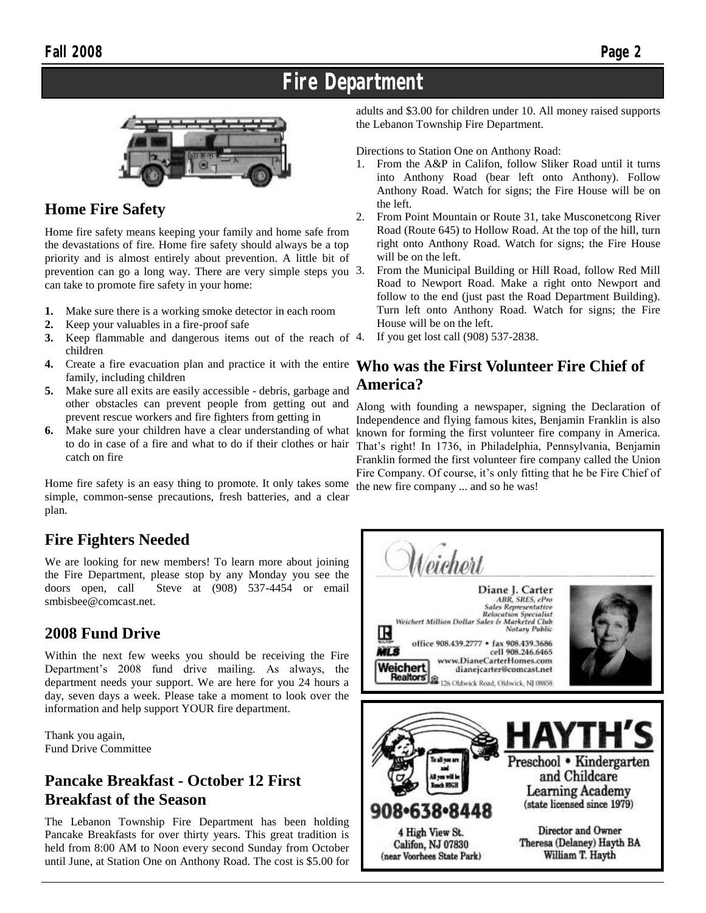# Fire Department

## Home Fire Safety

Home fire safety means keeping your family and home safe from the devastations of fire. Home fire safety should always be a top priority and is almost entirely about prevention. A little bit of prevention can go a long way. There are very simple steps you can take to promote fire safety in your home:

1. Make sure there is a working smoke detector in each room
2. Keep your valuables in a fire-proof safe
3. Keep flammable and dangerous items out of the reach of children
4. Create a fire evacuation plan and practice it with the entire family, including children
5. Make sure all exits are easily accessible - debris, garbage and other obstacles can prevent people from getting out and prevent rescue workers and fire fighters from getting in
6. Make sure your children have a clear understanding of what to do in case of a fire and what to do if their clothes or hair catch on fire

Home fire safety is an easy thing to promote. It only takes some simple, common-sense precautions, fresh batteries, and a clear plan.

## Fire Fighters Needed

We are looking for new members! To learn more about joining the Fire Department, please stop by any Monday you see the doors open, call Steve at (908) 537-4454 or email smbisbee@comcast.net.

## 2008 Fund Drive

Within the next few weeks you should be receiving the Fire Department's 2008 fund drive mailing. As always, the department needs your support. We are here for you 24 hours a day, seven days a week. Please take a moment to look over the information and help support YOUR fire department.

Thank you again,
Fund Drive Committee

## Pancake Breakfast - October 12 First Breakfast of the Season

The Lebanon Township Fire Department has been holding Pancake Breakfasts for over thirty years. This great tradition is held from 8:00 AM to Noon every second Sunday from October until June, at Station One on Anthony Road. The cost is $5.00 for adults and $3.00 for children under 10. All money raised supports the Lebanon Township Fire Department.

Directions to Station One on Anthony Road:

1. From the A&P in Califon, follow Sliker Road until it turns into Anthony Road (bear left onto Anthony). Follow Anthony Road. Watch for signs; the Fire House will be on the left.
2. From Point Mountain or Route 31, take Musconetcong River Road (Route 645) to Hollow Road. At the top of the hill, turn right onto Anthony Road. Watch for signs; the Fire House will be on the left.
3. From the Municipal Building or Hill Road, follow Red Mill Road to Newport Road. Make a right onto Newport and follow to the end (just past the Road Department Building). Turn left onto Anthony Road. Watch for signs; the Fire House will be on the left.
4. If you get lost call (908) 537-2838.

## Who was the First Volunteer Fire Chief of America?

Along with founding a newspaper, signing the Declaration of Independence and flying famous kites, Benjamin Franklin is also known for forming the first volunteer fire company in America. That's right! In 1736, in Philadelphia, Pennsylvania, Benjamin Franklin formed the first volunteer fire company called the Union Fire Company. Of course, it's only fitting that he be Fire Chief of the new fire company ... and so he was!

Weichert

Diane J. Carter
ABR, SRES, ePro
Sales Representative
Relocation Specialist
Weichert Million Dollar Sales & Marketed Club
Notary Public

office 908.439.2777 • fax 908.439.3686
cell 908.246.6465
www.DianeCarterHomes.com
dianejcarter@comcast.net

Weichert Realtors
126 Oldwick Road, Oldwick, NJ 08858

HAYTH'S
Preschool • Kindergarten and Childcare
Learning Academy
(state licensed since 1979)

To all you are and All you will be Reach HIGH

908•638•8448

4 High View St.
Califon, NJ 07830
(near Voorhees State Park)

Director and Owner
Theresa (Delaney) Hayth BA
William T. Hayth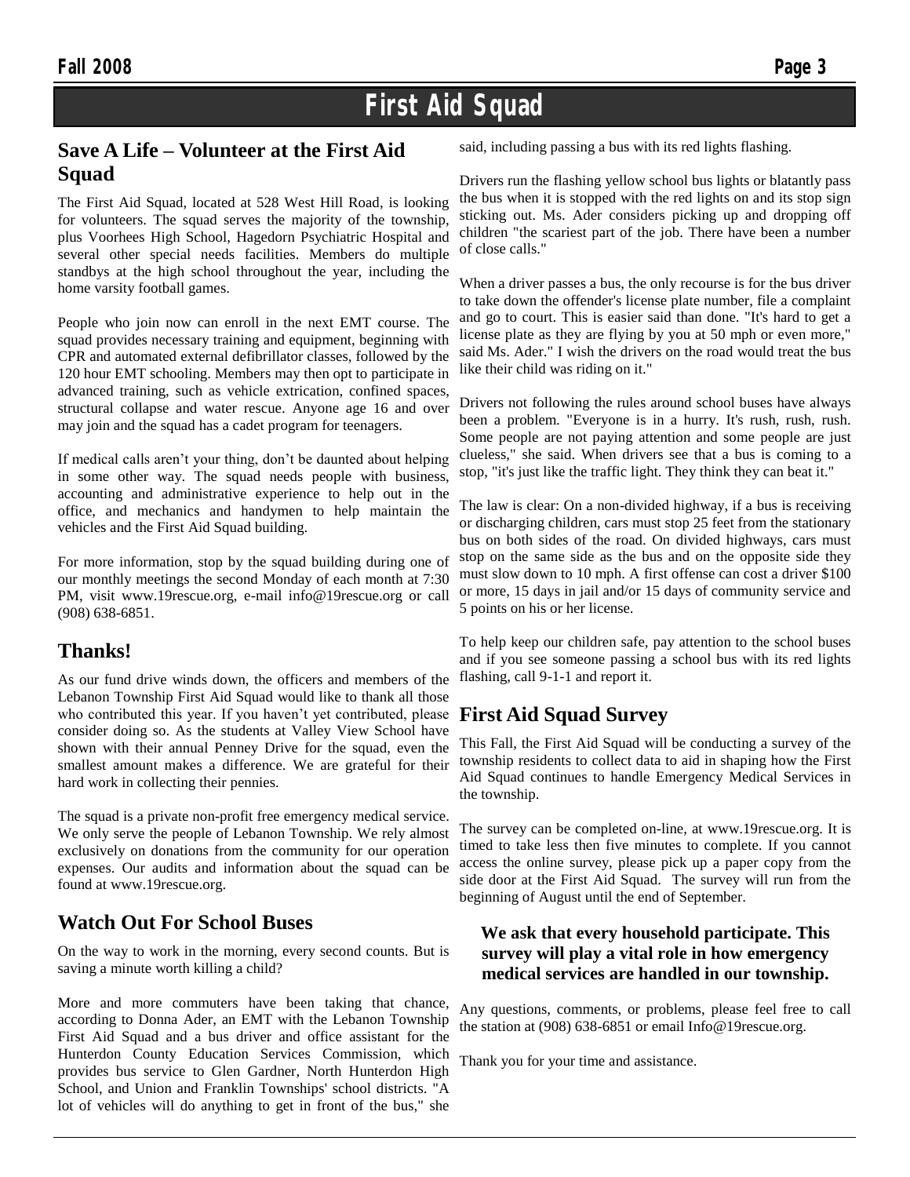# First Aid Squad

## Save A Life – Volunteer at the First Aid Squad

The First Aid Squad, located at 528 West Hill Road, is looking for volunteers. The squad serves the majority of the township, plus Voorhees High School, Hagedorn Psychiatric Hospital and several other special needs facilities. Members do multiple standbys at the high school throughout the year, including the home varsity football games.

People who join now can enroll in the next EMT course. The squad provides necessary training and equipment, beginning with CPR and automated external defibrillator classes, followed by the 120 hour EMT schooling. Members may then opt to participate in advanced training, such as vehicle extrication, confined spaces, structural collapse and water rescue. Anyone age 16 and over may join and the squad has a cadet program for teenagers.

If medical calls aren't your thing, don't be daunted about helping in some other way. The squad needs people with business, accounting and administrative experience to help out in the office, and mechanics and handymen to help maintain the vehicles and the First Aid Squad building.

For more information, stop by the squad building during one of our monthly meetings the second Monday of each month at 7:30 PM, visit www.19rescue.org, e-mail info@19rescue.org or call (908) 638-6851.

## Thanks!

As our fund drive winds down, the officers and members of the Lebanon Township First Aid Squad would like to thank all those who contributed this year. If you haven't yet contributed, please consider doing so. As the students at Valley View School have shown with their annual Penney Drive for the squad, even the smallest amount makes a difference. We are grateful for their hard work in collecting their pennies.

The squad is a private non-profit free emergency medical service. We only serve the people of Lebanon Township. We rely almost exclusively on donations from the community for our operation expenses. Our audits and information about the squad can be found at www.19rescue.org.

## Watch Out For School Buses

On the way to work in the morning, every second counts. But is saving a minute worth killing a child?

More and more commuters have been taking that chance, according to Donna Ader, an EMT with the Lebanon Township First Aid Squad and a bus driver and office assistant for the Hunterdon County Education Services Commission, which provides bus service to Glen Gardner, North Hunterdon High School, and Union and Franklin Townships' school districts. "A lot of vehicles will do anything to get in front of the bus," she said, including passing a bus with its red lights flashing.

Drivers run the flashing yellow school bus lights or blatantly pass the bus when it is stopped with the red lights on and its stop sign sticking out. Ms. Ader considers picking up and dropping off children "the scariest part of the job. There have been a number of close calls."

When a driver passes a bus, the only recourse is for the bus driver to take down the offender's license plate number, file a complaint and go to court. This is easier said than done. "It's hard to get a license plate as they are flying by you at 50 mph or even more," said Ms. Ader." I wish the drivers on the road would treat the bus like their child was riding on it."

Drivers not following the rules around school buses have always been a problem. "Everyone is in a hurry. It's rush, rush, rush. Some people are not paying attention and some people are just clueless," she said. When drivers see that a bus is coming to a stop, "it's just like the traffic light. They think they can beat it."

The law is clear: On a non-divided highway, if a bus is receiving or discharging children, cars must stop 25 feet from the stationary bus on both sides of the road. On divided highways, cars must stop on the same side as the bus and on the opposite side they must slow down to 10 mph. A first offense can cost a driver $100 or more, 15 days in jail and/or 15 days of community service and 5 points on his or her license.

To help keep our children safe, pay attention to the school buses and if you see someone passing a school bus with its red lights flashing, call 9-1-1 and report it.

## First Aid Squad Survey

This Fall, the First Aid Squad will be conducting a survey of the township residents to collect data to aid in shaping how the First Aid Squad continues to handle Emergency Medical Services in the township.

The survey can be completed on-line, at www.19rescue.org. It is timed to take less then five minutes to complete. If you cannot access the online survey, please pick up a paper copy from the side door at the First Aid Squad. The survey will run from the beginning of August until the end of September.

**We ask that every household participate. This survey will play a vital role in how emergency medical services are handled in our township.**

Any questions, comments, or problems, please feel free to call the station at (908) 638-6851 or email Info@19rescue.org.

Thank you for your time and assistance.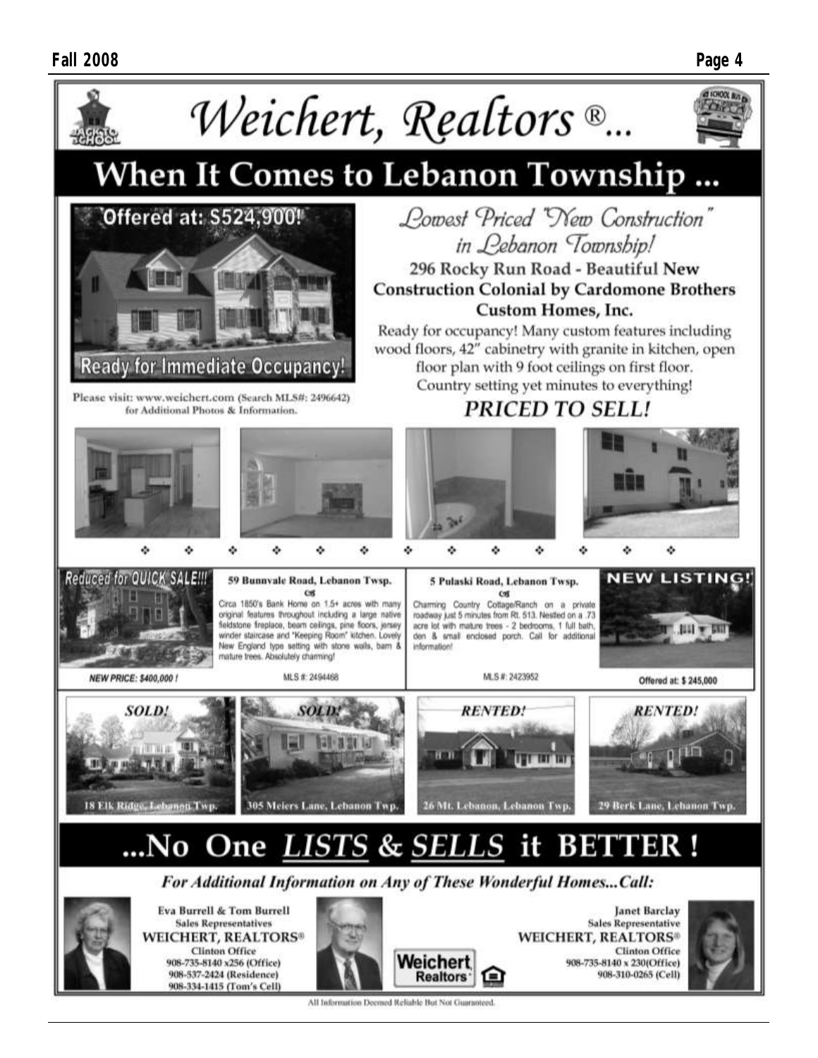# Weichert, Realtors®...

## When It Comes to Lebanon Township ...

Offered at: $524,900!

Ready for Immediate Occupancy!

Please visit: www.weichert.com (Search MLS#: 2496642) for Additional Photos & Information.

*Lowest Priced "New Construction" in Lebanon Township!*

**296 Rocky Run Road - Beautiful New Construction Colonial by Cardomone Brothers Custom Homes, Inc.**

Ready for occupancy! Many custom features including wood floors, 42" cabinetry with granite in kitchen, open floor plan with 9 foot ceilings on first floor. Country setting yet minutes to everything!

***PRICED TO SELL!***

---

Reduced for QUICK SALE!!!

**59 Bunnvale Road, Lebanon Twsp.**

Circa 1850's Bank Home on 1.5+ acres with many original features throughout including a large native fieldstone fireplace, beam ceilings, pine floors, jersey winder staircase and "Keeping Room" kitchen. Lovely New England type setting with stone walls, barn & mature trees. Absolutely charming!

***NEW PRICE: $400,000 !***

MLS #: 2494468

NEW LISTING!

**5 Pulaski Road, Lebanon Twsp.**

Charming Country Cottage/Ranch on a private roadway just 5 minutes from Rt. 513. Nestled on a .73 acre lot with mature trees - 2 bedrooms, 1 full bath, den & small enclosed porch. Call for additional information!

MLS #: 2423952

Offered at: $ 245,000

---

*SOLD!* 18 Elk Ridge, Lebanon Twp.

*SOLD!* 305 Meiers Lane, Lebanon Twp.

*RENTED!* 26 Mt. Lebanon, Lebanon Twp.

*RENTED!* 29 Berk Lane, Lebanon Twp.

## ...No One LISTS & SELLS it BETTER !

***For Additional Information on Any of These Wonderful Homes...Call:***

**Eva Burrell & Tom Burrell**
Sales Representatives
**WEICHERT, REALTORS®**
Clinton Office
908-735-8140 x256 (Office)
908-537-2424 (Residence)
908-334-1415 (Tom's Cell)

**Janet Barclay**
Sales Representative
**WEICHERT, REALTORS®**
Clinton Office
908-735-8140 x 230(Office)
908-310-0265 (Cell)

Weichert Realtors®

All Information Deemed Reliable But Not Guaranteed.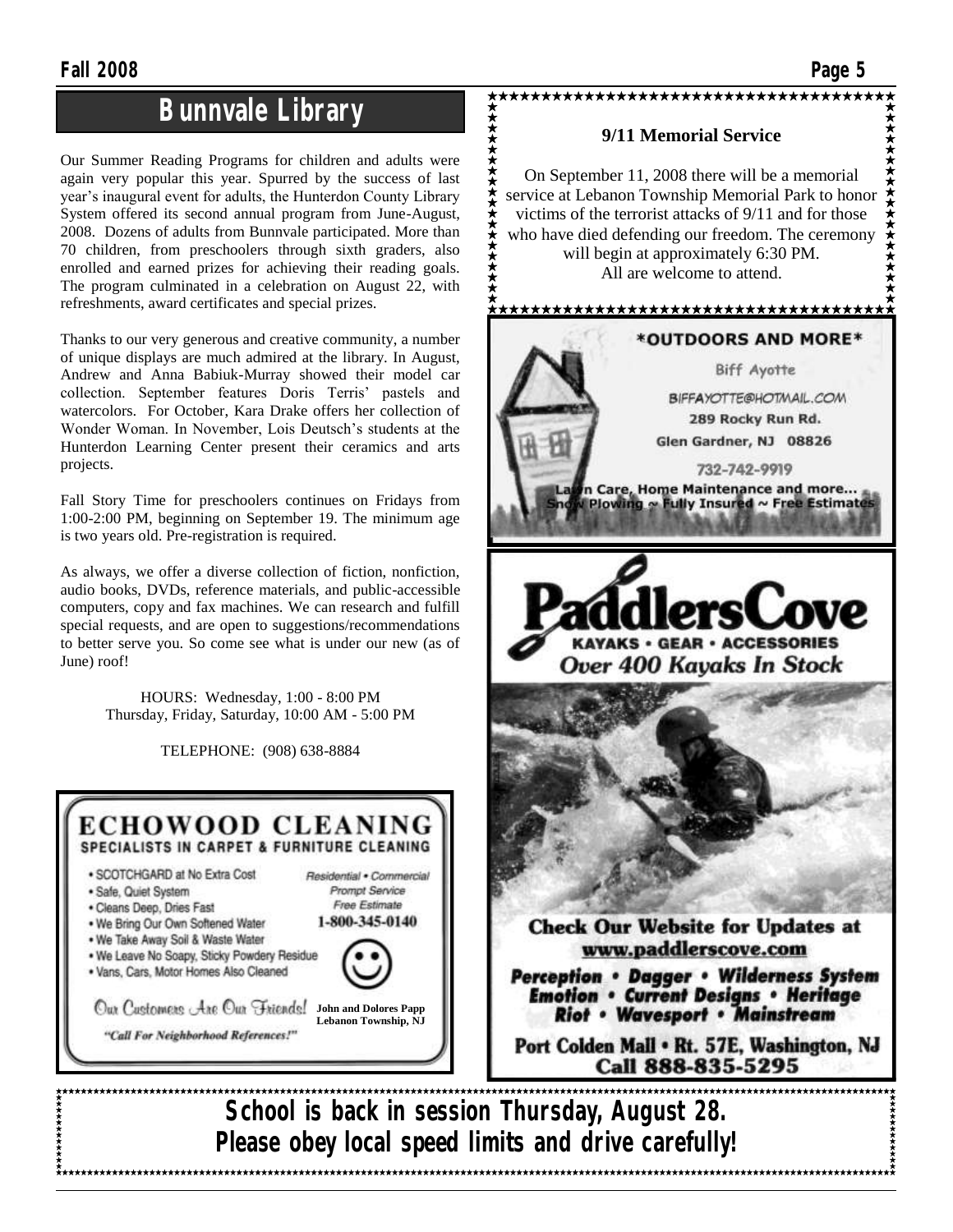# Bunnvale Library

Our Summer Reading Programs for children and adults were again very popular this year. Spurred by the success of last year's inaugural event for adults, the Hunterdon County Library System offered its second annual program from June-August, 2008. Dozens of adults from Bunnvale participated. More than 70 children, from preschoolers through sixth graders, also enrolled and earned prizes for achieving their reading goals. The program culminated in a celebration on August 22, with refreshments, award certificates and special prizes.

Thanks to our very generous and creative community, a number of unique displays are much admired at the library. In August, Andrew and Anna Babiuk-Murray showed their model car collection. September features Doris Terris' pastels and watercolors. For October, Kara Drake offers her collection of Wonder Woman. In November, Lois Deutsch's students at the Hunterdon Learning Center present their ceramics and arts projects.

Fall Story Time for preschoolers continues on Fridays from 1:00-2:00 PM, beginning on September 19. The minimum age is two years old. Pre-registration is required.

As always, we offer a diverse collection of fiction, nonfiction, audio books, DVDs, reference materials, and public-accessible computers, copy and fax machines. We can research and fulfill special requests, and are open to suggestions/recommendations to better serve you. So come see what is under our new (as of June) roof!

HOURS: Wednesday, 1:00 - 8:00 PM
Thursday, Friday, Saturday, 10:00 AM - 5:00 PM

TELEPHONE: (908) 638-8884

**ECHOWOOD CLEANING**
**SPECIALISTS IN CARPET & FURNITURE CLEANING**

- SCOTCHGARD at No Extra Cost
- Safe, Quiet System
- Cleans Deep, Dries Fast
- We Bring Our Own Softened Water
- We Take Away Soil & Waste Water
- We Leave No Soapy, Sticky Powdery Residue
- Vans, Cars, Motor Homes Also Cleaned

*Residential • Commercial*
*Prompt Service*
*Free Estimate*
1-800-345-0140

Our Customers Are Our Friends!

**John and Dolores Papp**
**Lebanon Township, NJ**

*"Call For Neighborhood References!"*

### 9/11 Memorial Service

On September 11, 2008 there will be a memorial service at Lebanon Township Memorial Park to honor victims of the terrorist attacks of 9/11 and for those who have died defending our freedom. The ceremony will begin at approximately 6:30 PM.
All are welcome to attend.

**\*OUTDOORS AND MORE\***

Biff Ayotte
BIFFAYOTTE@HOTMAIL.COM
289 Rocky Run Rd.
Glen Gardner, NJ 08826
732-742-9919

Lawn Care, Home Maintenance and more...
Snow Plowing ~ Fully Insured ~ Free Estimates

**PaddlersCove**
**KAYAKS • GEAR • ACCESSORIES**
***Over 400 Kayaks In Stock***

**Check Our Website for Updates at www.paddlerscove.com**

***Perception • Dagger • Wilderness System***
***Emotion • Current Designs • Heritage***
***Riot • Wavesport • Mainstream***

**Port Colden Mall • Rt. 57E, Washington, NJ**
**Call 888-835-5295**

**School is back in session Thursday, August 28.**
**Please obey local speed limits and drive carefully!**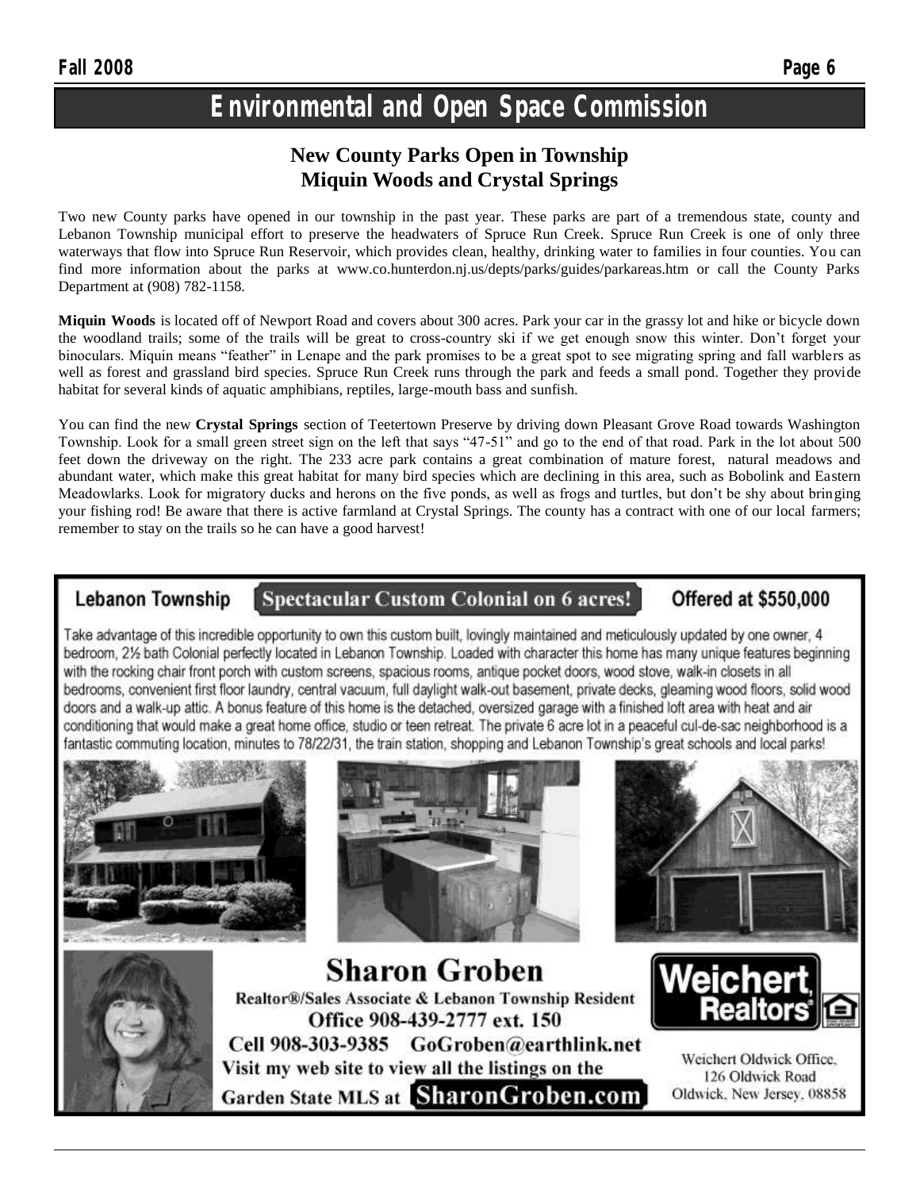# Environmental and Open Space Commission

## New County Parks Open in Township
## Miquin Woods and Crystal Springs

Two new County parks have opened in our township in the past year. These parks are part of a tremendous state, county and Lebanon Township municipal effort to preserve the headwaters of Spruce Run Creek. Spruce Run Creek is one of only three waterways that flow into Spruce Run Reservoir, which provides clean, healthy, drinking water to families in four counties. You can find more information about the parks at www.co.hunterdon.nj.us/depts/parks/guides/parkareas.htm or call the County Parks Department at (908) 782-1158.

**Miquin Woods** is located off of Newport Road and covers about 300 acres. Park your car in the grassy lot and hike or bicycle down the woodland trails; some of the trails will be great to cross-country ski if we get enough snow this winter. Don't forget your binoculars. Miquin means "feather" in Lenape and the park promises to be a great spot to see migrating spring and fall warblers as well as forest and grassland bird species. Spruce Run Creek runs through the park and feeds a small pond. Together they provide habitat for several kinds of aquatic amphibians, reptiles, large-mouth bass and sunfish.

You can find the new **Crystal Springs** section of Teetertown Preserve by driving down Pleasant Grove Road towards Washington Township. Look for a small green street sign on the left that says "47-51" and go to the end of that road. Park in the lot about 500 feet down the driveway on the right. The 233 acre park contains a great combination of mature forest, natural meadows and abundant water, which make this great habitat for many bird species which are declining in this area, such as Bobolink and Eastern Meadowlarks. Look for migratory ducks and herons on the five ponds, as well as frogs and turtles, but don't be shy about bringing your fishing rod! Be aware that there is active farmland at Crystal Springs. The county has a contract with one of our local farmers; remember to stay on the trails so he can have a good harvest!

---

**Lebanon Township** | **Spectacular Custom Colonial on 6 acres!** | **Offered at $550,000**

Take advantage of this incredible opportunity to own this custom built, lovingly maintained and meticulously updated by one owner, 4 bedroom, 2½ bath Colonial perfectly located in Lebanon Township. Loaded with character this home has many unique features beginning with the rocking chair front porch with custom screens, spacious rooms, antique pocket doors, wood stove, walk-in closets in all bedrooms, convenient first floor laundry, central vacuum, full daylight walk-out basement, private decks, gleaming wood floors, solid wood doors and a walk-up attic. A bonus feature of this home is the detached, oversized garage with a finished loft area with heat and air conditioning that would make a great home office, studio or teen retreat. The private 6 acre lot in a peaceful cul-de-sac neighborhood is a fantastic commuting location, minutes to 78/22/31, the train station, shopping and Lebanon Township's great schools and local parks!

**Sharon Groben**
Realtor®/Sales Associate & Lebanon Township Resident
Office 908-439-2777 ext. 150
Cell 908-303-9385 GoGroben@earthlink.net
Visit my web site to view all the listings on the Garden State MLS at **SharonGroben.com**

**Weichert, Realtors®**
Weichert Oldwick Office,
126 Oldwick Road
Oldwick, New Jersey, 08858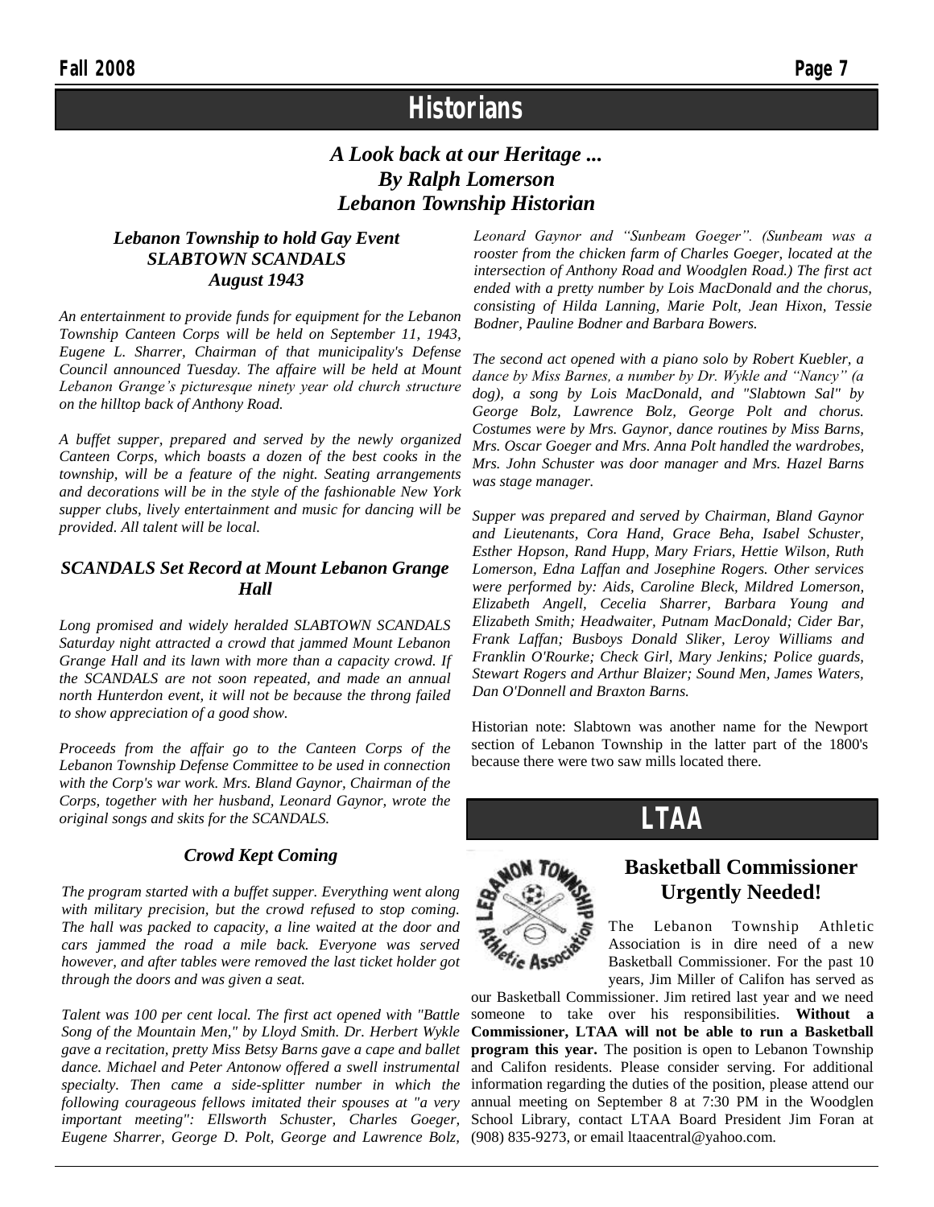# Historians

## *A Look back at our Heritage ...*
## *By Ralph Lomerson*
## *Lebanon Township Historian*

### *Lebanon Township to hold Gay Event SLABTOWN SCANDALS August 1943*

*An entertainment to provide funds for equipment for the Lebanon Township Canteen Corps will be held on September 11, 1943, Eugene L. Sharrer, Chairman of that municipality's Defense Council announced Tuesday. The affaire will be held at Mount Lebanon Grange's picturesque ninety year old church structure on the hilltop back of Anthony Road.*

*A buffet supper, prepared and served by the newly organized Canteen Corps, which boasts a dozen of the best cooks in the township, will be a feature of the night. Seating arrangements and decorations will be in the style of the fashionable New York supper clubs, lively entertainment and music for dancing will be provided. All talent will be local.*

### *SCANDALS Set Record at Mount Lebanon Grange Hall*

*Long promised and widely heralded SLABTOWN SCANDALS Saturday night attracted a crowd that jammed Mount Lebanon Grange Hall and its lawn with more than a capacity crowd. If the SCANDALS are not soon repeated, and made an annual north Hunterdon event, it will not be because the throng failed to show appreciation of a good show.*

*Proceeds from the affair go to the Canteen Corps of the Lebanon Township Defense Committee to be used in connection with the Corp's war work. Mrs. Bland Gaynor, Chairman of the Corps, together with her husband, Leonard Gaynor, wrote the original songs and skits for the SCANDALS.*

### *Crowd Kept Coming*

*The program started with a buffet supper. Everything went along with military precision, but the crowd refused to stop coming. The hall was packed to capacity, a line waited at the door and cars jammed the road a mile back. Everyone was served however, and after tables were removed the last ticket holder got through the doors and was given a seat.*

*Talent was 100 per cent local. The first act opened with "Battle Song of the Mountain Men," by Lloyd Smith. Dr. Herbert Wykle gave a recitation, pretty Miss Betsy Barns gave a cape and ballet dance. Michael and Peter Antonow offered a swell instrumental specialty. Then came a side-splitter number in which the following courageous fellows imitated their spouses at "a very important meeting": Ellsworth Schuster, Charles Goeger, Eugene Sharrer, George D. Polt, George and Lawrence Bolz, Leonard Gaynor and "Sunbeam Goeger". (Sunbeam was a rooster from the chicken farm of Charles Goeger, located at the intersection of Anthony Road and Woodglen Road.) The first act ended with a pretty number by Lois MacDonald and the chorus, consisting of Hilda Lanning, Marie Polt, Jean Hixon, Tessie Bodner, Pauline Bodner and Barbara Bowers.*

*The second act opened with a piano solo by Robert Kuebler, a dance by Miss Barnes, a number by Dr. Wykle and "Nancy" (a dog), a song by Lois MacDonald, and "Slabtown Sal" by George Bolz, Lawrence Bolz, George Polt and chorus. Costumes were by Mrs. Gaynor, dance routines by Miss Barns, Mrs. Oscar Goeger and Mrs. Anna Polt handled the wardrobes, Mrs. John Schuster was door manager and Mrs. Hazel Barns was stage manager.*

*Supper was prepared and served by Chairman, Bland Gaynor and Lieutenants, Cora Hand, Grace Beha, Isabel Schuster, Esther Hopson, Rand Hupp, Mary Friars, Hettie Wilson, Ruth Lomerson, Edna Laffan and Josephine Rogers. Other services were performed by: Aids, Caroline Bleck, Mildred Lomerson, Elizabeth Angell, Cecelia Sharrer, Barbara Young and Elizabeth Smith; Headwaiter, Putnam MacDonald; Cider Bar, Frank Laffan; Busboys Donald Sliker, Leroy Williams and Franklin O'Rourke; Check Girl, Mary Jenkins; Police guards, Stewart Rogers and Arthur Blaizer; Sound Men, James Waters, Dan O'Donnell and Braxton Barns.*

Historian note: Slabtown was another name for the Newport section of Lebanon Township in the latter part of the 1800's because there were two saw mills located there.

# LTAA

## Basketball Commissioner Urgently Needed!

The Lebanon Township Athletic Association is in dire need of a new Basketball Commissioner. For the past 10 years, Jim Miller of Califon has served as our Basketball Commissioner. Jim retired last year and we need someone to take over his responsibilities. **Without a Commissioner, LTAA will not be able to run a Basketball program this year.** The position is open to Lebanon Township and Califon residents. Please consider serving. For additional information regarding the duties of the position, please attend our annual meeting on September 8 at 7:30 PM in the Woodglen School Library, contact LTAA Board President Jim Foran at (908) 835-9273, or email ltaacentral@yahoo.com.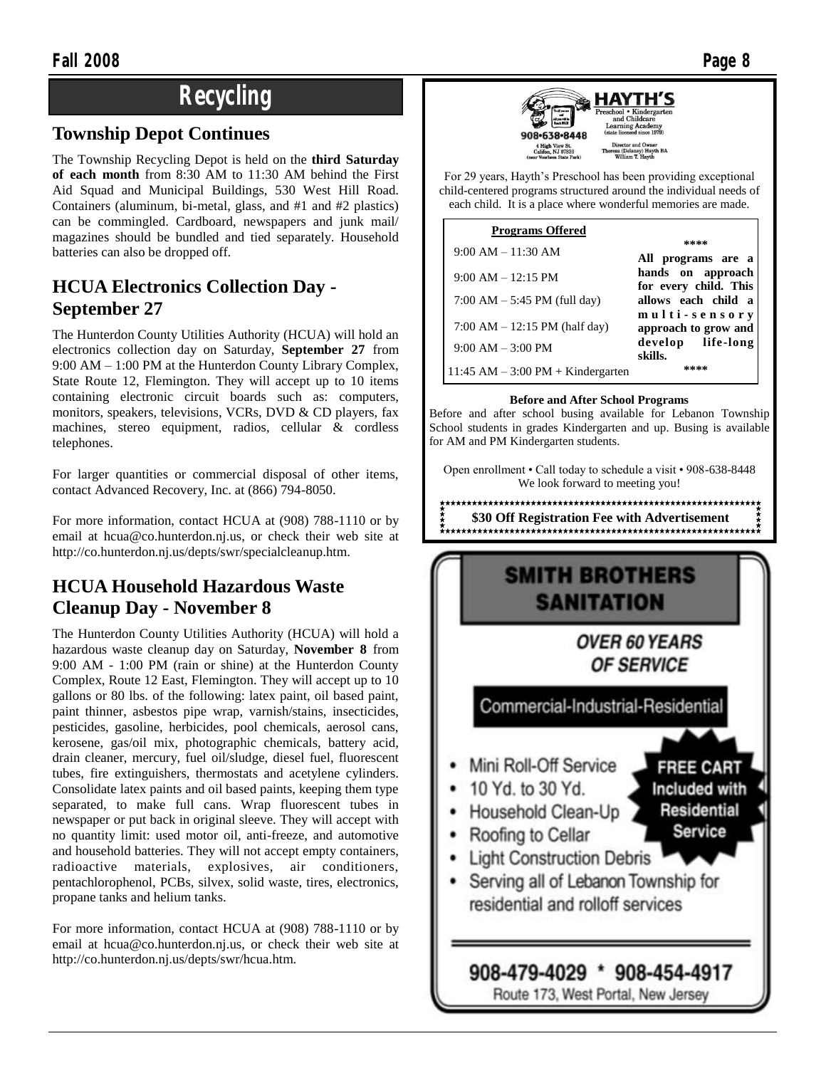# Recycling

## Township Depot Continues

The Township Recycling Depot is held on the **third Saturday of each month** from 8:30 AM to 11:30 AM behind the First Aid Squad and Municipal Buildings, 530 West Hill Road. Containers (aluminum, bi-metal, glass, and #1 and #2 plastics) can be commingled. Cardboard, newspapers and junk mail/ magazines should be bundled and tied separately. Household batteries can also be dropped off.

## HCUA Electronics Collection Day - September 27

The Hunterdon County Utilities Authority (HCUA) will hold an electronics collection day on Saturday, **September 27** from 9:00 AM – 1:00 PM at the Hunterdon County Library Complex, State Route 12, Flemington. They will accept up to 10 items containing electronic circuit boards such as: computers, monitors, speakers, televisions, VCRs, DVD & CD players, fax machines, stereo equipment, radios, cellular & cordless telephones.

For larger quantities or commercial disposal of other items, contact Advanced Recovery, Inc. at (866) 794-8050.

For more information, contact HCUA at (908) 788-1110 or by email at hcua@co.hunterdon.nj.us, or check their web site at http://co.hunterdon.nj.us/depts/swr/specialcleanup.htm.

## HCUA Household Hazardous Waste Cleanup Day - November 8

The Hunterdon County Utilities Authority (HCUA) will hold a hazardous waste cleanup day on Saturday, **November 8** from 9:00 AM - 1:00 PM (rain or shine) at the Hunterdon County Complex, Route 12 East, Flemington. They will accept up to 10 gallons or 80 lbs. of the following: latex paint, oil based paint, paint thinner, asbestos pipe wrap, varnish/stains, insecticides, pesticides, gasoline, herbicides, pool chemicals, aerosol cans, kerosene, gas/oil mix, photographic chemicals, battery acid, drain cleaner, mercury, fuel oil/sludge, diesel fuel, fluorescent tubes, fire extinguishers, thermostats and acetylene cylinders. Consolidate latex paints and oil based paints, keeping them type separated, to make full cans. Wrap fluorescent tubes in newspaper or put back in original sleeve. They will accept with no quantity limit: used motor oil, anti-freeze, and automotive and household batteries. They will not accept empty containers, radioactive materials, explosives, air conditioners, pentachlorophenol, PCBs, silvex, solid waste, tires, electronics, propane tanks and helium tanks.

For more information, contact HCUA at (908) 788-1110 or by email at hcua@co.hunterdon.nj.us, or check their web site at http://co.hunterdon.nj.us/depts/swr/hcua.htm.

---

**HAYTH'S**

Preschool • Kindergarten and Childcare Learning Academy (state licensed since 1979)

908•638•8448

4 High View St. Califon, NJ 07830 (near Voorhees State Park)

Director and Owner Theresa (Delaney) Hayth BA William T. Hayth

For 29 years, Hayth's Preschool has been providing exceptional child-centered programs structured around the individual needs of each child. It is a place where wonderful memories are made.

**Programs Offered**

- 9:00 AM – 11:30 AM
- 9:00 AM – 12:15 PM
- 7:00 AM – 5:45 PM (full day)
- 7:00 AM – 12:15 PM (half day)
- 9:00 AM – 3:00 PM
- 11:45 AM – 3:00 PM + Kindergarten

**\*\*\*\* All programs are a hands on approach for every child. This allows each child a multi-sensory approach to grow and develop life-long skills. \*\*\*\***

**Before and After School Programs**

Before and after school busing available for Lebanon Township School students in grades Kindergarten and up. Busing is available for AM and PM Kindergarten students.

Open enrollment • Call today to schedule a visit • 908-638-8448
We look forward to meeting you!

**$30 Off Registration Fee with Advertisement**

---

**SMITH BROTHERS SANITATION**

*OVER 60 YEARS OF SERVICE*

Commercial-Industrial-Residential

- Mini Roll-Off Service
- 10 Yd. to 30 Yd.
- Household Clean-Up
- Roofing to Cellar
- Light Construction Debris
- Serving all of Lebanon Township for residential and rolloff services

**FREE CART Included with Residential Service**

908-479-4029 * 908-454-4917

Route 173, West Portal, New Jersey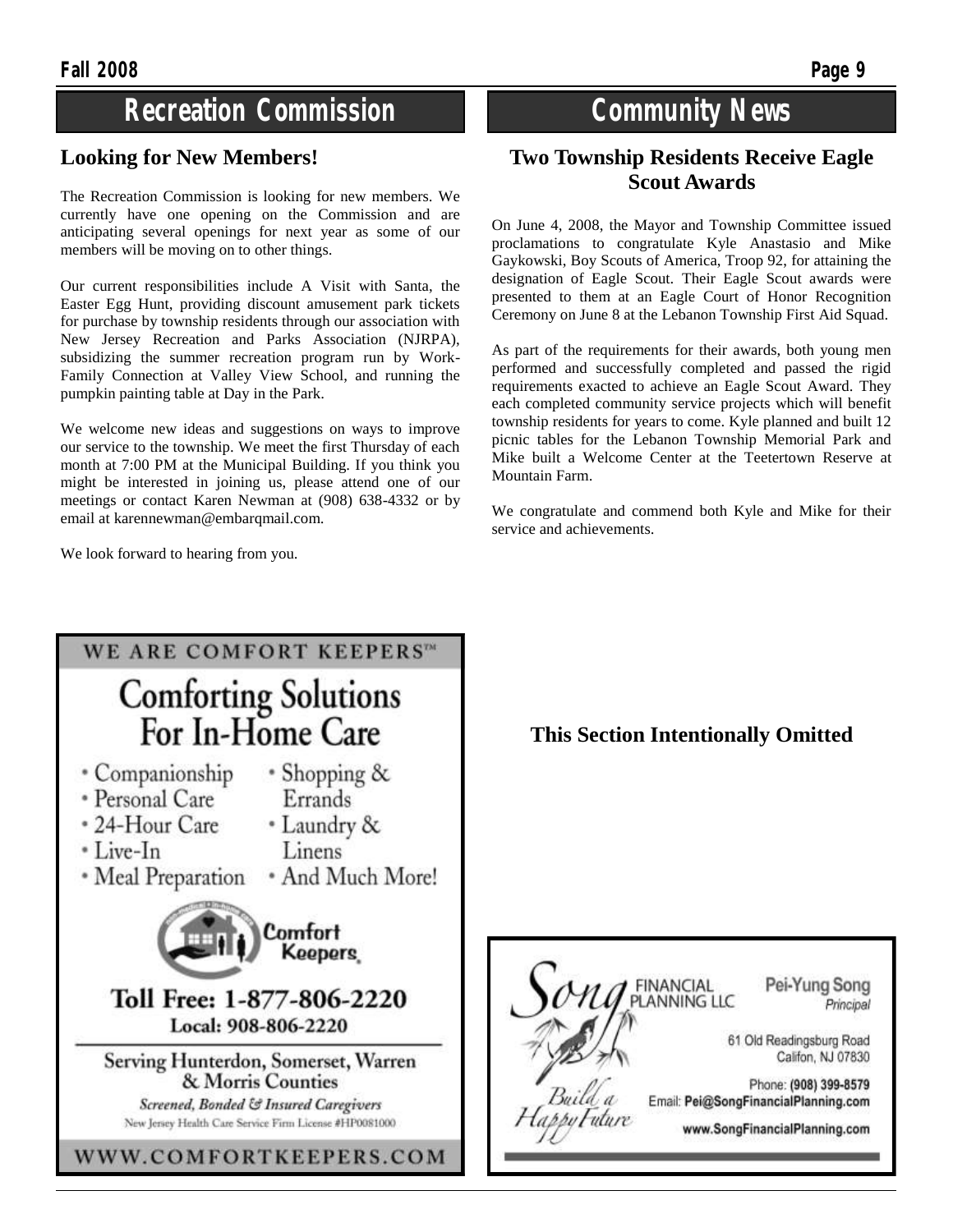## Recreation Commission

### Looking for New Members!

The Recreation Commission is looking for new members. We currently have one opening on the Commission and are anticipating several openings for next year as some of our members will be moving on to other things.

Our current responsibilities include A Visit with Santa, the Easter Egg Hunt, providing discount amusement park tickets for purchase by township residents through our association with New Jersey Recreation and Parks Association (NJRPA), subsidizing the summer recreation program run by Work-Family Connection at Valley View School, and running the pumpkin painting table at Day in the Park.

We welcome new ideas and suggestions on ways to improve our service to the township. We meet the first Thursday of each month at 7:00 PM at the Municipal Building. If you think you might be interested in joining us, please attend one of our meetings or contact Karen Newman at (908) 638-4332 or by email at karennewman@embarqmail.com.

We look forward to hearing from you.

## Community News

### Two Township Residents Receive Eagle Scout Awards

On June 4, 2008, the Mayor and Township Committee issued proclamations to congratulate Kyle Anastasio and Mike Gaykowski, Boy Scouts of America, Troop 92, for attaining the designation of Eagle Scout. Their Eagle Scout awards were presented to them at an Eagle Court of Honor Recognition Ceremony on June 8 at the Lebanon Township First Aid Squad.

As part of the requirements for their awards, both young men performed and successfully completed and passed the rigid requirements exacted to achieve an Eagle Scout Award. They each completed community service projects which will benefit township residents for years to come. Kyle planned and built 12 picnic tables for the Lebanon Township Memorial Park and Mike built a Welcome Center at the Teetertown Reserve at Mountain Farm.

We congratulate and commend both Kyle and Mike for their service and achievements.

WE ARE COMFORT KEEPERS™

**Comforting Solutions For In-Home Care**

- Companionship
- Personal Care
- 24-Hour Care
- Live-In
- Meal Preparation
- Shopping & Errands
- Laundry & Linens
- And Much More!

Comfort Keepers

**Toll Free: 1-877-806-2220**
Local: 908-806-2220

Serving Hunterdon, Somerset, Warren & Morris Counties

*Screened, Bonded & Insured Caregivers*

New Jersey Health Care Service Firm License #HP0081000

WWW.COMFORTKEEPERS.COM

**This Section Intentionally Omitted**

Song FINANCIAL PLANNING LLC

*Build a Happy Future*

Pei-Yung Song
*Principal*

61 Old Readingsburg Road
Califon, NJ 07830

Phone: **(908) 399-8579**
Email: **Pei@SongFinancialPlanning.com**

**www.SongFinancialPlanning.com**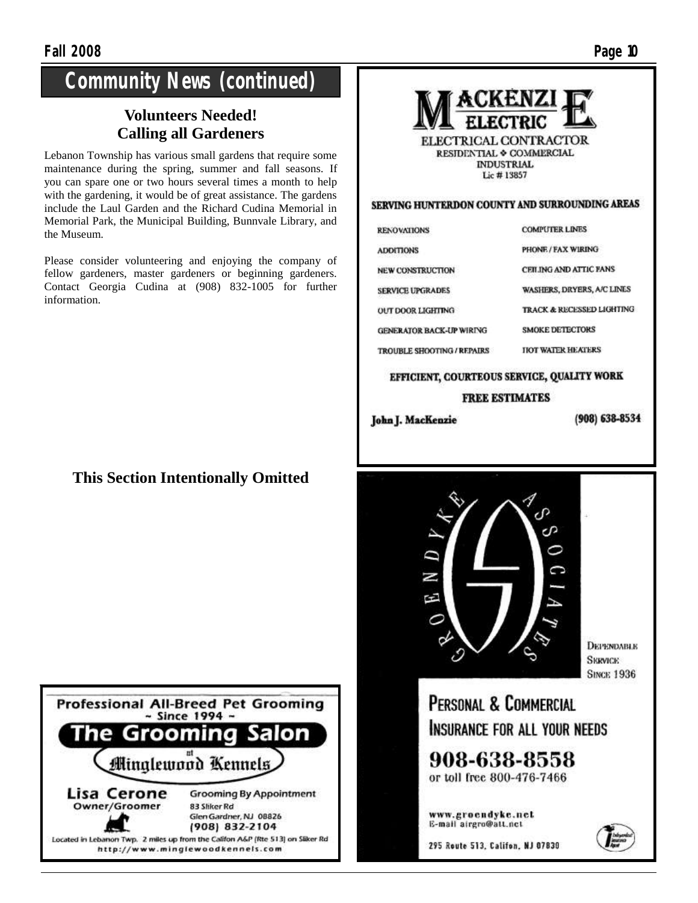# Community News (continued)

## Volunteers Needed!
## Calling all Gardeners

Lebanon Township has various small gardens that require some maintenance during the spring, summer and fall seasons. If you can spare one or two hours several times a month to help with the gardening, it would be of great assistance. The gardens include the Laul Garden and the Richard Cudina Memorial in Memorial Park, the Municipal Building, Bunnvale Library, and the Museum.

Please consider volunteering and enjoying the company of fellow gardeners, master gardeners or beginning gardeners. Contact Georgia Cudina at (908) 832-1005 for further information.

**This Section Intentionally Omitted**

**Professional All-Breed Pet Grooming**
~ Since 1994 ~

**The Grooming Salon**
at
**Minglewood Kennels**

**Lisa Cerone**
Owner/Groomer

Grooming By Appointment
83 Sliker Rd
Glen Gardner, NJ 08826
(908) 832-2104

Located in Lebanon Twp. 2 miles up from the Califon A&P (Rte 513) on Sliker Rd
http://www.minglewoodkennels.com

**MACKENZIE ELECTRIC**

ELECTRICAL CONTRACTOR
RESIDENTIAL ❖ COMMERCIAL
INDUSTRIAL
Lic # 13857

**SERVING HUNTERDON COUNTY AND SURROUNDING AREAS**

| | |
|---|---|
| RENOVATIONS | COMPUTER LINES |
| ADDITIONS | PHONE / FAX WIRING |
| NEW CONSTRUCTION | CEILING AND ATTIC FANS |
| SERVICE UPGRADES | WASHERS, DRYERS, A/C LINES |
| OUT DOOR LIGHTING | TRACK & RECESSED LIGHTING |
| GENERATOR BACK-UP WIRING | SMOKE DETECTORS |
| TROUBLE SHOOTING / REPAIRS | HOT WATER HEATERS |

**EFFICIENT, COURTEOUS SERVICE, QUALITY WORK**

**FREE ESTIMATES**

**John J. MacKenzie** (908) 638-8534

GROENDYKE ASSOCIATES

Dependable Service Since 1936

**PERSONAL & COMMERCIAL INSURANCE FOR ALL YOUR NEEDS**

**908-638-8558**
or toll free 800-476-7466

www.groendyke.net
E-mail airgro@att.net

295 Route 513, Califon, NJ 07830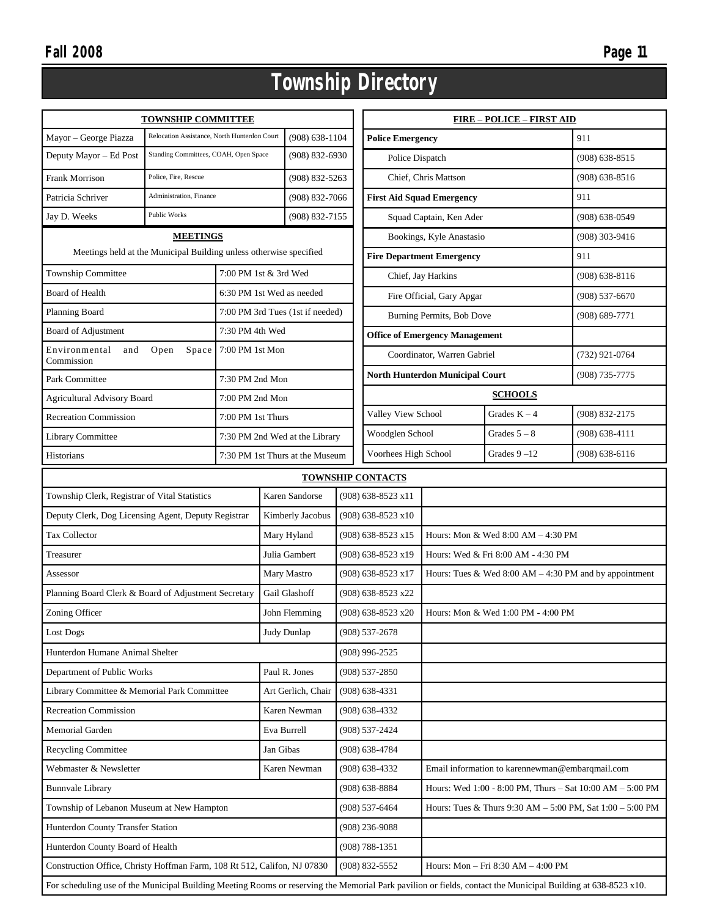# Township Directory

## TOWNSHIP COMMITTEE

| | | |
|---|---|---|
| Mayor – George Piazza | Relocation Assistance, North Hunterdon Court | (908) 638-1104 |
| Deputy Mayor – Ed Post | Standing Committees, COAH, Open Space | (908) 832-6930 |
| Frank Morrison | Police, Fire, Rescue | (908) 832-5263 |
| Patricia Schriver | Administration, Finance | (908) 832-7066 |
| Jay D. Weeks | Public Works | (908) 832-7155 |

## MEETINGS

Meetings held at the Municipal Building unless otherwise specified

| | |
|---|---|
| Township Committee | 7:00 PM 1st & 3rd Wed |
| Board of Health | 6:30 PM 1st Wed as needed |
| Planning Board | 7:00 PM 3rd Tues (1st if needed) |
| Board of Adjustment | 7:30 PM 4th Wed |
| Environmental and Open Space Commission | 7:00 PM 1st Mon |
| Park Committee | 7:30 PM 2nd Mon |
| Agricultural Advisory Board | 7:00 PM 2nd Mon |
| Recreation Commission | 7:00 PM 1st Thurs |
| Library Committee | 7:30 PM 2nd Wed at the Library |
| Historians | 7:30 PM 1st Thurs at the Museum |

## FIRE – POLICE – FIRST AID

| | |
|---|---|
| **Police Emergency** | 911 |
| Police Dispatch | (908) 638-8515 |
| Chief, Chris Mattson | (908) 638-8516 |
| **First Aid Squad Emergency** | 911 |
| Squad Captain, Ken Ader | (908) 638-0549 |
| Bookings, Kyle Anastasio | (908) 303-9416 |
| **Fire Department Emergency** | 911 |
| Chief, Jay Harkins | (908) 638-8116 |
| Fire Official, Gary Apgar | (908) 537-6670 |
| Burning Permits, Bob Dove | (908) 689-7771 |
| **Office of Emergency Management** | |
| Coordinator, Warren Gabriel | (732) 921-0764 |
| **North Hunterdon Municipal Court** | (908) 735-7775 |

## SCHOOLS

| | | |
|---|---|---|
| Valley View School | Grades K – 4 | (908) 832-2175 |
| Woodglen School | Grades 5 – 8 | (908) 638-4111 |
| Voorhees High School | Grades 9 –12 | (908) 638-6116 |

## TOWNSHIP CONTACTS

| | | | |
|---|---|---|---|
| Township Clerk, Registrar of Vital Statistics | Karen Sandorse | (908) 638-8523 x11 | |
| Deputy Clerk, Dog Licensing Agent, Deputy Registrar | Kimberly Jacobus | (908) 638-8523 x10 | |
| Tax Collector | Mary Hyland | (908) 638-8523 x15 | Hours: Mon & Wed 8:00 AM – 4:30 PM |
| Treasurer | Julia Gambert | (908) 638-8523 x19 | Hours: Wed & Fri 8:00 AM - 4:30 PM |
| Assessor | Mary Mastro | (908) 638-8523 x17 | Hours: Tues & Wed 8:00 AM – 4:30 PM and by appointment |
| Planning Board Clerk & Board of Adjustment Secretary | Gail Glashoff | (908) 638-8523 x22 | |
| Zoning Officer | John Flemming | (908) 638-8523 x20 | Hours: Mon & Wed 1:00 PM - 4:00 PM |
| Lost Dogs | Judy Dunlap | (908) 537-2678 | |
| Hunterdon Humane Animal Shelter | | (908) 996-2525 | |
| Department of Public Works | Paul R. Jones | (908) 537-2850 | |
| Library Committee & Memorial Park Committee | Art Gerlich, Chair | (908) 638-4331 | |
| Recreation Commission | Karen Newman | (908) 638-4332 | |
| Memorial Garden | Eva Burrell | (908) 537-2424 | |
| Recycling Committee | Jan Gibas | (908) 638-4784 | |
| Webmaster & Newsletter | Karen Newman | (908) 638-4332 | Email information to karennewman@embarqmail.com |
| Bunnvale Library | | (908) 638-8884 | Hours: Wed 1:00 - 8:00 PM, Thurs – Sat 10:00 AM – 5:00 PM |
| Township of Lebanon Museum at New Hampton | | (908) 537-6464 | Hours: Tues & Thurs 9:30 AM – 5:00 PM, Sat 1:00 – 5:00 PM |
| Hunterdon County Transfer Station | | (908) 236-9088 | |
| Hunterdon County Board of Health | | (908) 788-1351 | |
| Construction Office, Christy Hoffman Farm, 108 Rt 512, Califon, NJ 07830 | | (908) 832-5552 | Hours: Mon – Fri 8:30 AM – 4:00 PM |

For scheduling use of the Municipal Building Meeting Rooms or reserving the Memorial Park pavilion or fields, contact the Municipal Building at 638-8523 x10.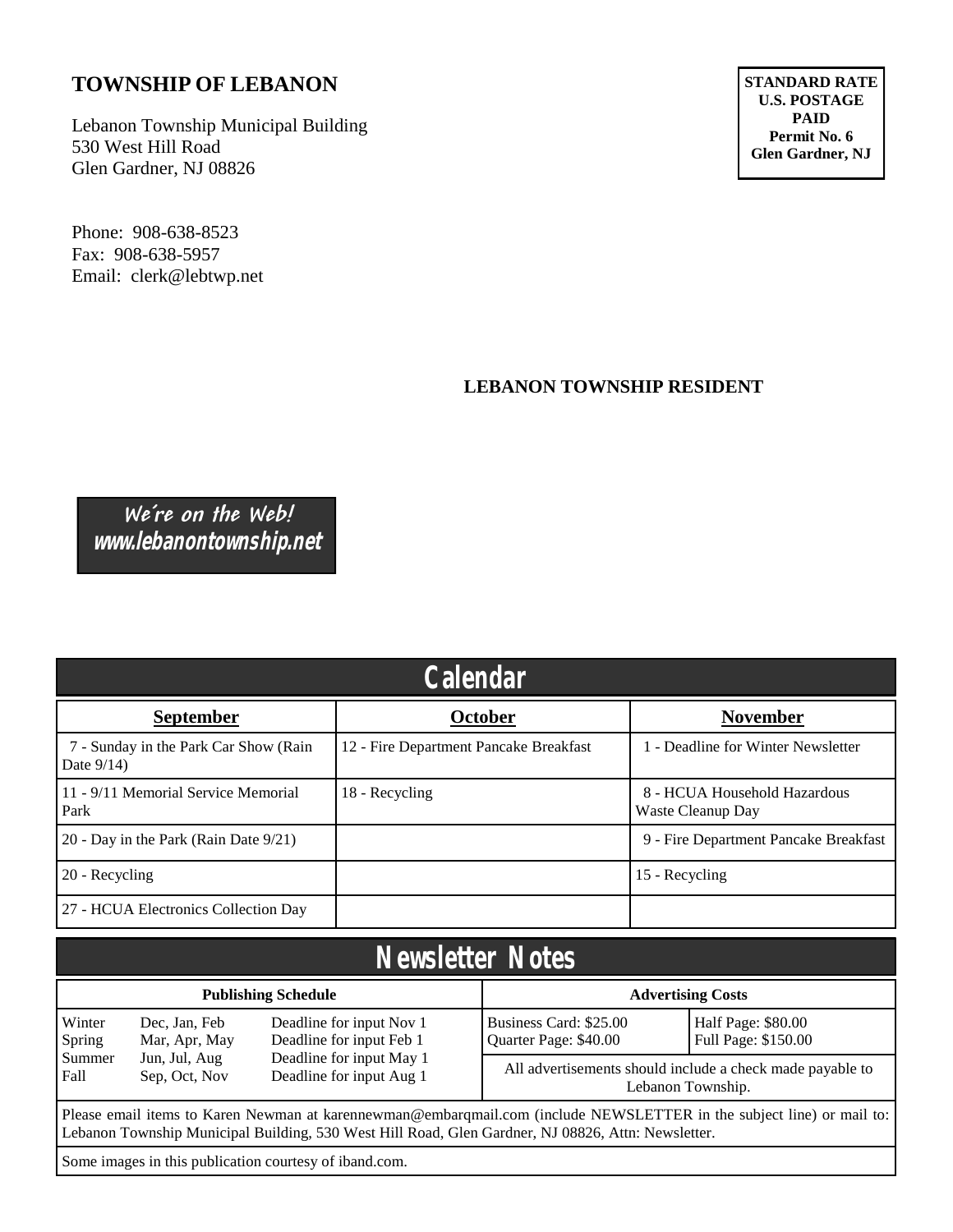**TOWNSHIP OF LEBANON**

Lebanon Township Municipal Building
530 West Hill Road
Glen Gardner, NJ 08826

Phone: 908-638-8523
Fax: 908-638-5957
Email: clerk@lebtwp.net

**STANDARD RATE**
**U.S. POSTAGE**
**PAID**
**Permit No. 6**
**Glen Gardner, NJ**

**LEBANON TOWNSHIP RESIDENT**

**We're on the Web!**
**www.lebanontownship.net**

# Calendar

| September | October | November |
|---|---|---|
| 7 - Sunday in the Park Car Show (Rain Date 9/14) | 12 - Fire Department Pancake Breakfast | 1 - Deadline for Winter Newsletter |
| 11 - 9/11 Memorial Service Memorial Park | 18 - Recycling | 8 - HCUA Household Hazardous Waste Cleanup Day |
| 20 - Day in the Park (Rain Date 9/21) | | 9 - Fire Department Pancake Breakfast |
| 20 - Recycling | | 15 - Recycling |
| 27 - HCUA Electronics Collection Day | | |

# Newsletter Notes

**Publishing Schedule**

| | | |
|---|---|---|
| Winter | Dec, Jan, Feb | Deadline for input Nov 1 |
| Spring | Mar, Apr, May | Deadline for input Feb 1 |
| Summer | Jun, Jul, Aug | Deadline for input May 1 |
| Fall | Sep, Oct, Nov | Deadline for input Aug 1 |

**Advertising Costs**

| | |
|---|---|
| Business Card: $25.00 | Half Page: $80.00 |
| Quarter Page: $40.00 | Full Page: $150.00 |

All advertisements should include a check made payable to Lebanon Township.

Please email items to Karen Newman at karennewman@embarqmail.com (include NEWSLETTER in the subject line) or mail to: Lebanon Township Municipal Building, 530 West Hill Road, Glen Gardner, NJ 08826, Attn: Newsletter.

Some images in this publication courtesy of iband.com.